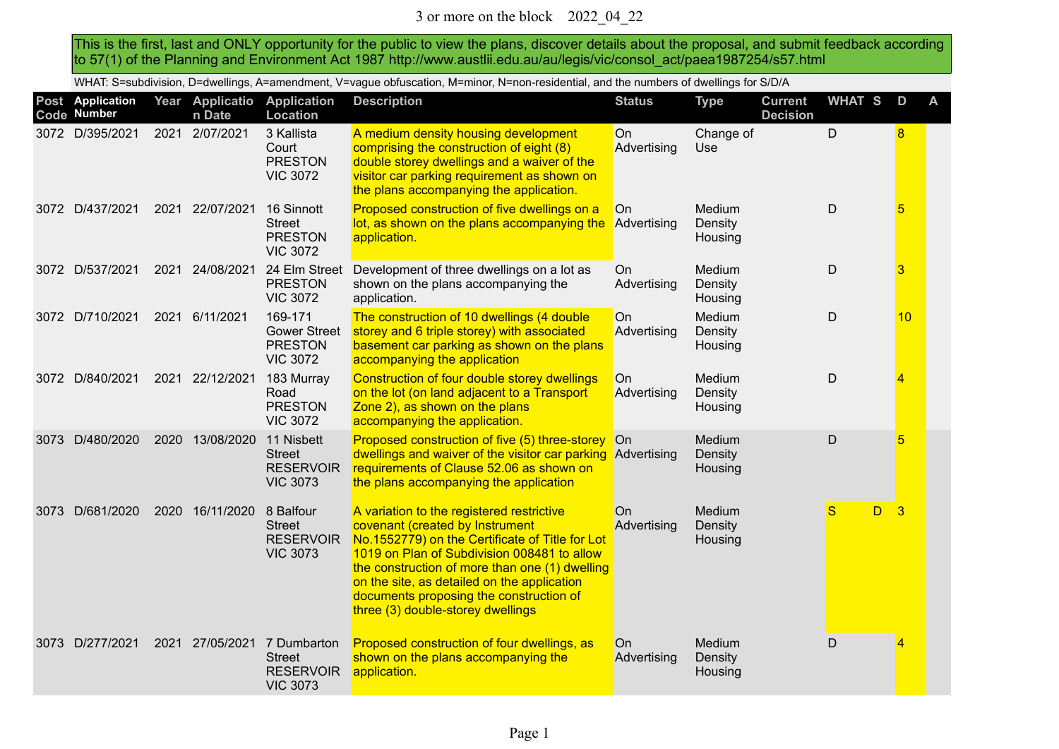# 3 or more on the block 2022_04_22

This is the first, last and ONLY opportunity for the public to view the plans, discover details about the proposal, and submit feedback according to 57(1) of the Planning and Environment Act 1987 http://www.austlii.edu.au/au/legis/vic/consol_act/paea1987254/s57.html

WHAT: S=subdivision, D=dwellings, A=amendment, V=vague obfuscation, M=minor, N=non-residential, and the numbers of dwellings for S/D/A

| Post Code | Application Number | Year | Application Date | Application Location | Description | Status | Type | Current Decision | WHAT | S | D | A |
|---|---|---|---|---|---|---|---|---|---|---|---|---|
| 3072 | D/395/2021 | 2021 | 2/07/2021 | 3 Kallista Court PRESTON VIC 3072 | A medium density housing development comprising the construction of eight (8) double storey dwellings and a waiver of the visitor car parking requirement as shown on the plans accompanying the application. | On Advertising | Change of Use | | D | | 8 | |
| 3072 | D/437/2021 | 2021 | 22/07/2021 | 16 Sinnott Street PRESTON VIC 3072 | Proposed construction of five dwellings on a lot, as shown on the plans accompanying the application. | On Advertising | Medium Density Housing | | D | | 5 | |
| 3072 | D/537/2021 | 2021 | 24/08/2021 | 24 Elm Street PRESTON VIC 3072 | Development of three dwellings on a lot as shown on the plans accompanying the application. | On Advertising | Medium Density Housing | | D | | 3 | |
| 3072 | D/710/2021 | 2021 | 6/11/2021 | 169-171 Gower Street PRESTON VIC 3072 | The construction of 10 dwellings (4 double storey and 6 triple storey) with associated basement car parking as shown on the plans accompanying the application | On Advertising | Medium Density Housing | | D | | 10 | |
| 3072 | D/840/2021 | 2021 | 22/12/2021 | 183 Murray Road PRESTON VIC 3072 | Construction of four double storey dwellings on the lot (on land adjacent to a Transport Zone 2), as shown on the plans accompanying the application. | On Advertising | Medium Density Housing | | D | | 4 | |
| 3073 | D/480/2020 | 2020 | 13/08/2020 | 11 Nisbett Street RESERVOIR VIC 3073 | Proposed construction of five (5) three-storey dwellings and waiver of the visitor car parking requirements of Clause 52.06 as shown on the plans accompanying the application | On Advertising | Medium Density Housing | | D | | 5 | |
| 3073 | D/681/2020 | 2020 | 16/11/2020 | 8 Balfour Street RESERVOIR VIC 3073 | A variation to the registered restrictive covenant (created by Instrument No.1552779) on the Certificate of Title for Lot 1019 on Plan of Subdivision 008481 to allow the construction of more than one (1) dwelling on the site, as detailed on the application documents proposing the construction of three (3) double-storey dwellings | On Advertising | Medium Density Housing | | S | D | 3 | |
| 3073 | D/277/2021 | 2021 | 27/05/2021 | 7 Dumbarton Street RESERVOIR VIC 3073 | Proposed construction of four dwellings, as shown on the plans accompanying the application. | On Advertising | Medium Density Housing | | D | | 4 | |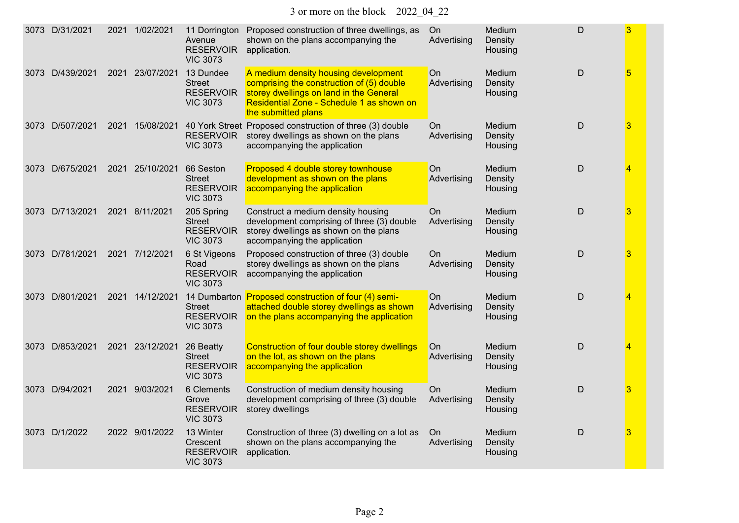| | | | | | | | | | |
|---|---|---|---|---|---|---|---|---|---|
| 3073 | D/31/2021 | 2021 | 1/02/2021 | 11 Dorrington Avenue RESERVOIR VIC 3073 | Proposed construction of three dwellings, as shown on the plans accompanying the application. | On Advertising | Medium Density Housing | D | 3 |
| 3073 | D/439/2021 | 2021 | 23/07/2021 | 13 Dundee Street RESERVOIR VIC 3073 | A medium density housing development comprising the construction of (5) double storey dwellings on land in the General Residential Zone - Schedule 1 as shown on the submitted plans | On Advertising | Medium Density Housing | D | 5 |
| 3073 | D/507/2021 | 2021 | 15/08/2021 | 40 York Street RESERVOIR VIC 3073 | Proposed construction of three (3) double storey dwellings as shown on the plans accompanying the application | On Advertising | Medium Density Housing | D | 3 |
| 3073 | D/675/2021 | 2021 | 25/10/2021 | 66 Seston Street RESERVOIR VIC 3073 | Proposed 4 double storey townhouse development as shown on the plans accompanying the application | On Advertising | Medium Density Housing | D | 4 |
| 3073 | D/713/2021 | 2021 | 8/11/2021 | 205 Spring Street RESERVOIR VIC 3073 | Construct a medium density housing development comprising of three (3) double storey dwellings as shown on the plans accompanying the application | On Advertising | Medium Density Housing | D | 3 |
| 3073 | D/781/2021 | 2021 | 7/12/2021 | 6 St Vigeons Road RESERVOIR VIC 3073 | Proposed construction of three (3) double storey dwellings as shown on the plans accompanying the application | On Advertising | Medium Density Housing | D | 3 |
| 3073 | D/801/2021 | 2021 | 14/12/2021 | 14 Dumbarton Street RESERVOIR VIC 3073 | Proposed construction of four (4) semi-attached double storey dwellings as shown on the plans accompanying the application | On Advertising | Medium Density Housing | D | 4 |
| 3073 | D/853/2021 | 2021 | 23/12/2021 | 26 Beatty Street RESERVOIR VIC 3073 | Construction of four double storey dwellings on the lot, as shown on the plans accompanying the application | On Advertising | Medium Density Housing | D | 4 |
| 3073 | D/94/2021 | 2021 | 9/03/2021 | 6 Clements Grove RESERVOIR VIC 3073 | Construction of medium density housing development comprising of three (3) double storey dwellings | On Advertising | Medium Density Housing | D | 3 |
| 3073 | D/1/2022 | 2022 | 9/01/2022 | 13 Winter Crescent RESERVOIR VIC 3073 | Construction of three (3) dwelling on a lot as shown on the plans accompanying the application. | On Advertising | Medium Density Housing | D | 3 |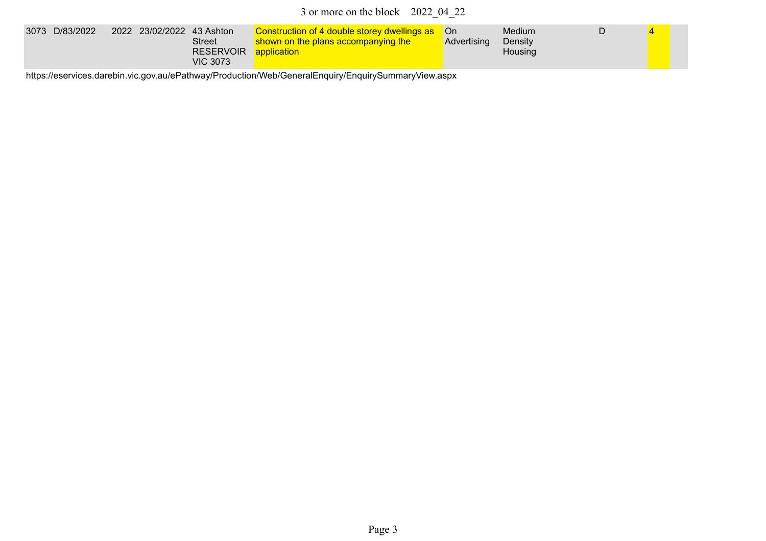| | | | | | | | | | | |
|---|---|---|---|---|---|---|---|---|---|---|
| 3073 | D/83/2022 | 2022 | 23/02/2022 | 43 Ashton Street RESERVOIR VIC 3073 | Construction of 4 double storey dwellings as shown on the plans accompanying the application | On Advertising | Medium Density Housing | D | 4 | |

https://eservices.darebin.vic.gov.au/ePathway/Production/Web/GeneralEnquiry/EnquirySummaryView.aspx